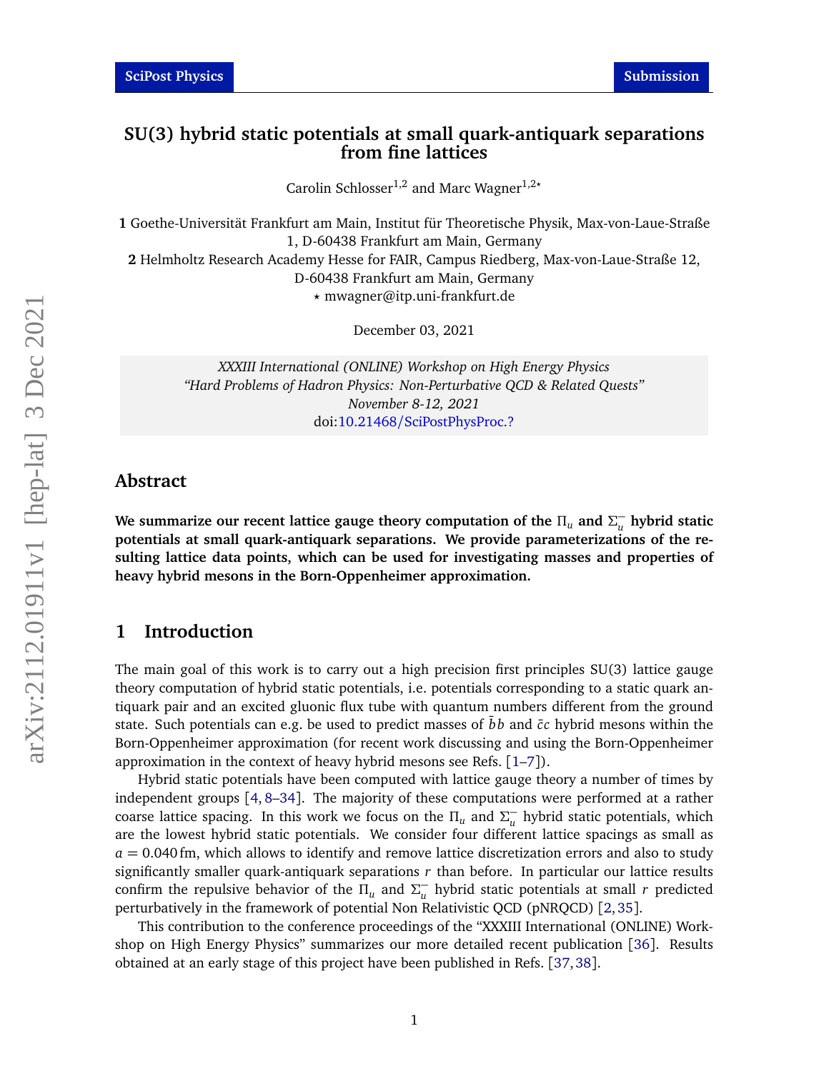# SU(3) hybrid static potentials at small quark-antiquark separations from fine lattices

Carolin Schlosser[1,2] and Marc Wagner[1,2⋆]

**1** Goethe-Universität Frankfurt am Main, Institut für Theoretische Physik, Max-von-Laue-Straße 1, D-60438 Frankfurt am Main, Germany

**2** Helmholtz Research Academy Hesse for FAIR, Campus Riedberg, Max-von-Laue-Straße 12, D-60438 Frankfurt am Main, Germany

⋆ mwagner@itp.uni-frankfurt.de

December 03, 2021

*XXXIII International (ONLINE) Workshop on High Energy Physics*
*"Hard Problems of Hadron Physics: Non-Perturbative QCD & Related Quests"*
*November 8-12, 2021*
doi:10.21468/SciPostPhysProc.?

## Abstract

**We summarize our recent lattice gauge theory computation of the $\Pi_u$ and $\Sigma_u^-$ hybrid static potentials at small quark-antiquark separations. We provide parameterizations of the resulting lattice data points, which can be used for investigating masses and properties of heavy hybrid mesons in the Born-Oppenheimer approximation.**

## 1 Introduction

The main goal of this work is to carry out a high precision first principles SU(3) lattice gauge theory computation of hybrid static potentials, i.e. potentials corresponding to a static quark antiquark pair and an excited gluonic flux tube with quantum numbers different from the ground state. Such potentials can e.g. be used to predict masses of $\bar{b}b$ and $\bar{c}c$ hybrid mesons within the Born-Oppenheimer approximation (for recent work discussing and using the Born-Oppenheimer approximation in the context of heavy hybrid mesons see Refs. [1–7]).

Hybrid static potentials have been computed with lattice gauge theory a number of times by independent groups [4, 8–34]. The majority of these computations were performed at a rather coarse lattice spacing. In this work we focus on the $\Pi_u$ and $\Sigma_u^-$ hybrid static potentials, which are the lowest hybrid static potentials. We consider four different lattice spacings as small as $a = 0.040\,\text{fm}$, which allows to identify and remove lattice discretization errors and also to study significantly smaller quark-antiquark separations $r$ than before. In particular our lattice results confirm the repulsive behavior of the $\Pi_u$ and $\Sigma_u^-$ hybrid static potentials at small $r$ predicted perturbatively in the framework of potential Non Relativistic QCD (pNRQCD) [2, 35].

This contribution to the conference proceedings of the "XXXIII International (ONLINE) Workshop on High Energy Physics" summarizes our more detailed recent publication [36]. Results obtained at an early stage of this project have been published in Refs. [37, 38].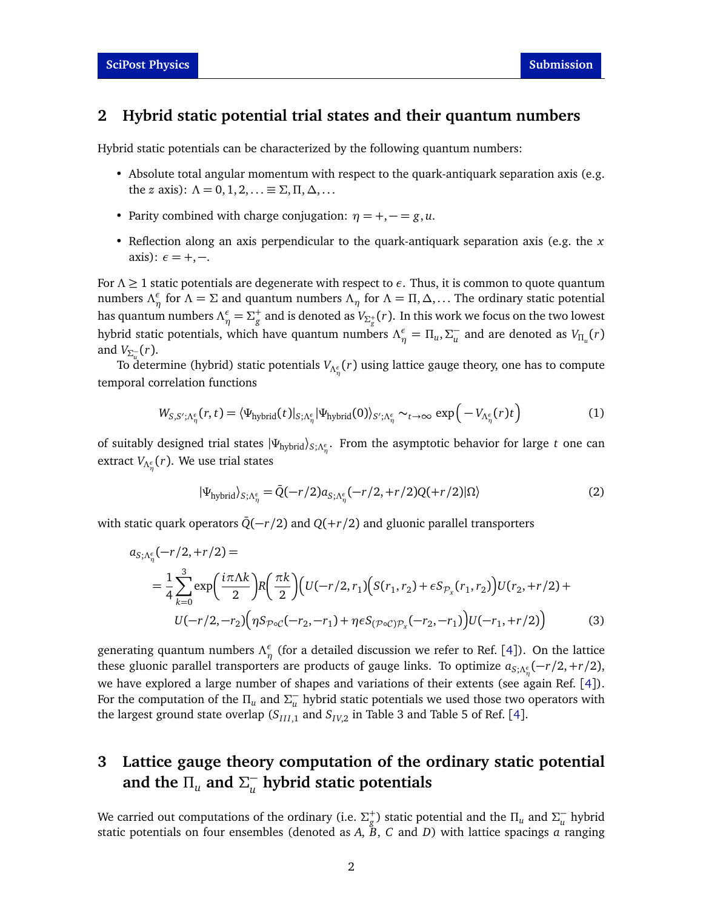## 2 Hybrid static potential trial states and their quantum numbers

Hybrid static potentials can be characterized by the following quantum numbers:

- Absolute total angular momentum with respect to the quark-antiquark separation axis (e.g. the $z$ axis): $\Lambda = 0, 1, 2, \ldots \equiv \Sigma, \Pi, \Delta, \ldots$
- Parity combined with charge conjugation: $\eta = +, - = g, u$.
- Reflection along an axis perpendicular to the quark-antiquark separation axis (e.g. the $x$ axis): $\epsilon = +, -$.

For $\Lambda \geq 1$ static potentials are degenerate with respect to $\epsilon$. Thus, it is common to quote quantum numbers $\Lambda_\eta^\epsilon$ for $\Lambda = \Sigma$ and quantum numbers $\Lambda_\eta$ for $\Lambda = \Pi, \Delta, \ldots$ The ordinary static potential has quantum numbers $\Lambda_\eta^\epsilon = \Sigma_g^+$ and is denoted as $V_{\Sigma_g^+}(r)$. In this work we focus on the two lowest hybrid static potentials, which have quantum numbers $\Lambda_\eta^\epsilon = \Pi_u, \Sigma_u^-$ and are denoted as $V_{\Pi_u}(r)$ and $V_{\Sigma_u^-}(r)$.

To determine (hybrid) static potentials $V_{\Lambda_\eta^\epsilon}(r)$ using lattice gauge theory, one has to compute temporal correlation functions

$$W_{S,S';\Lambda_\eta^\epsilon}(r,t) = \langle \Psi_{\text{hybrid}}(t)|_{S;\Lambda_\eta^\epsilon} |\Psi_{\text{hybrid}}(0)\rangle_{S';\Lambda_\eta^\epsilon} \sim_{t\to\infty} \exp\Big(-V_{\Lambda_\eta^\epsilon}(r)t\Big) \tag{1}$$

of suitably designed trial states $|\Psi_{\text{hybrid}}\rangle_{S;\Lambda_\eta^\epsilon}$. From the asymptotic behavior for large $t$ one can extract $V_{\Lambda_\eta^\epsilon}(r)$. We use trial states

$$|\Psi_{\text{hybrid}}\rangle_{S;\Lambda_\eta^\epsilon} = \bar{Q}(-r/2) a_{S;\Lambda_\eta^\epsilon}(-r/2,+r/2) Q(+r/2)|\Omega\rangle \tag{2}$$

with static quark operators $\bar{Q}(-r/2)$ and $Q(+r/2)$ and gluonic parallel transporters

$$\begin{aligned}
&a_{S;\Lambda_\eta^\epsilon}(-r/2,+r/2) = \\
&= \frac{1}{4}\sum_{k=0}^{3} \exp\bigg(\frac{i\pi\Lambda k}{2}\bigg) R\bigg(\frac{\pi k}{2}\bigg)\Big(U(-r/2,r_1)\Big(S(r_1,r_2) + \epsilon S_{\mathcal{P}_x}(r_1,r_2)\Big)U(r_2,+r/2) + \\
&\qquad U(-r/2,-r_2)\Big(\eta S_{\mathcal{P}\circ\mathcal{C}}(-r_2,-r_1) + \eta\epsilon S_{(\mathcal{P}\circ\mathcal{C})\mathcal{P}_x}(-r_2,-r_1)\Big)U(-r_1,+r/2)\Big)
\end{aligned} \tag{3}$$

generating quantum numbers $\Lambda_\eta^\epsilon$ (for a detailed discussion we refer to Ref. [4]). On the lattice these gluonic parallel transporters are products of gauge links. To optimize $a_{S;\Lambda_\eta^\epsilon}(-r/2,+r/2)$, we have explored a large number of shapes and variations of their extents (see again Ref. [4]). For the computation of the $\Pi_u$ and $\Sigma_u^-$ hybrid static potentials we used those two operators with the largest ground state overlap ($S_{III,1}$ and $S_{IV,2}$ in Table 3 and Table 5 of Ref. [4].

## 3 Lattice gauge theory computation of the ordinary static potential and the $\Pi_u$ and $\Sigma_u^-$ hybrid static potentials

We carried out computations of the ordinary (i.e. $\Sigma_g^+$) static potential and the $\Pi_u$ and $\Sigma_u^-$ hybrid static potentials on four ensembles (denoted as $A$, $B$, $C$ and $D$) with lattice spacings $a$ ranging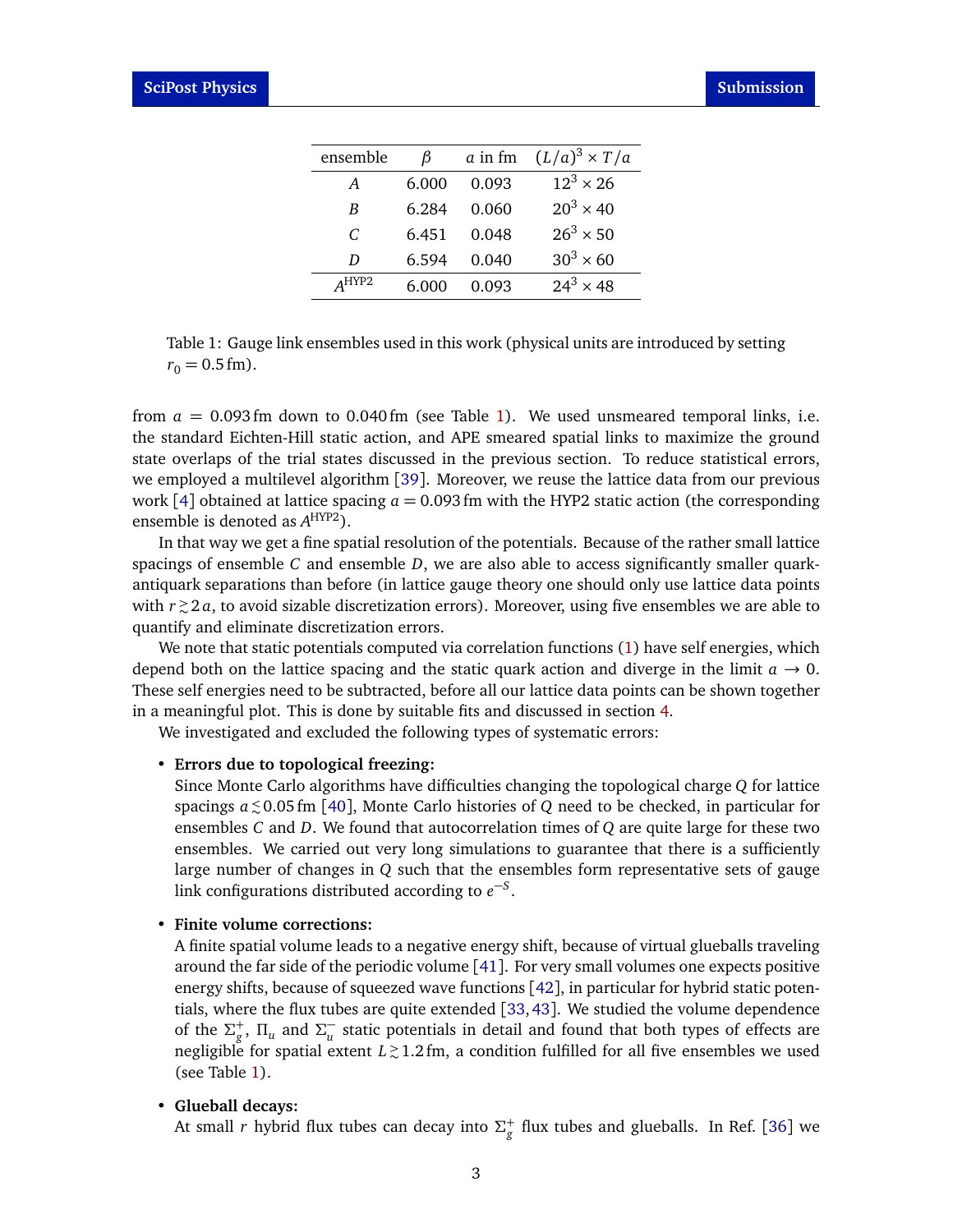| ensemble | $\beta$ | $a$ in fm | $(L/a)^3 \times T/a$ |
|---|---|---|---|
| $A$ | 6.000 | 0.093 | $12^3 \times 26$ |
| $B$ | 6.284 | 0.060 | $20^3 \times 40$ |
| $C$ | 6.451 | 0.048 | $26^3 \times 50$ |
| $D$ | 6.594 | 0.040 | $30^3 \times 60$ |
| $A^{\text{HYP2}}$ | 6.000 | 0.093 | $24^3 \times 48$ |

Table 1: Gauge link ensembles used in this work (physical units are introduced by setting $r_0 = 0.5\,\text{fm}$).

from $a = 0.093\,\text{fm}$ down to $0.040\,\text{fm}$ (see Table 1). We used unsmeared temporal links, i.e. the standard Eichten-Hill static action, and APE smeared spatial links to maximize the ground state overlaps of the trial states discussed in the previous section. To reduce statistical errors, we employed a multilevel algorithm [39]. Moreover, we reuse the lattice data from our previous work [4] obtained at lattice spacing $a = 0.093\,\text{fm}$ with the HYP2 static action (the corresponding ensemble is denoted as $A^{\text{HYP2}}$).

In that way we get a fine spatial resolution of the potentials. Because of the rather small lattice spacings of ensemble $C$ and ensemble $D$, we are also able to access significantly smaller quark-antiquark separations than before (in lattice gauge theory one should only use lattice data points with $r \gtrsim 2\,a$, to avoid sizable discretization errors). Moreover, using five ensembles we are able to quantify and eliminate discretization errors.

We note that static potentials computed via correlation functions (1) have self energies, which depend both on the lattice spacing and the static quark action and diverge in the limit $a \to 0$. These self energies need to be subtracted, before all our lattice data points can be shown together in a meaningful plot. This is done by suitable fits and discussed in section 4.

We investigated and excluded the following types of systematic errors:

- **Errors due to topological freezing:**
  Since Monte Carlo algorithms have difficulties changing the topological charge $Q$ for lattice spacings $a \lesssim 0.05\,\text{fm}$ [40], Monte Carlo histories of $Q$ need to be checked, in particular for ensembles $C$ and $D$. We found that autocorrelation times of $Q$ are quite large for these two ensembles. We carried out very long simulations to guarantee that there is a sufficiently large number of changes in $Q$ such that the ensembles form representative sets of gauge link configurations distributed according to $e^{-S}$.

- **Finite volume corrections:**
  A finite spatial volume leads to a negative energy shift, because of virtual glueballs traveling around the far side of the periodic volume [41]. For very small volumes one expects positive energy shifts, because of squeezed wave functions [42], in particular for hybrid static potentials, where the flux tubes are quite extended [33, 43]. We studied the volume dependence of the $\Sigma_g^+$, $\Pi_u$ and $\Sigma_u^-$ static potentials in detail and found that both types of effects are negligible for spatial extent $L \gtrsim 1.2\,\text{fm}$, a condition fulfilled for all five ensembles we used (see Table 1).

- **Glueball decays:**
  At small $r$ hybrid flux tubes can decay into $\Sigma_g^+$ flux tubes and glueballs. In Ref. [36] we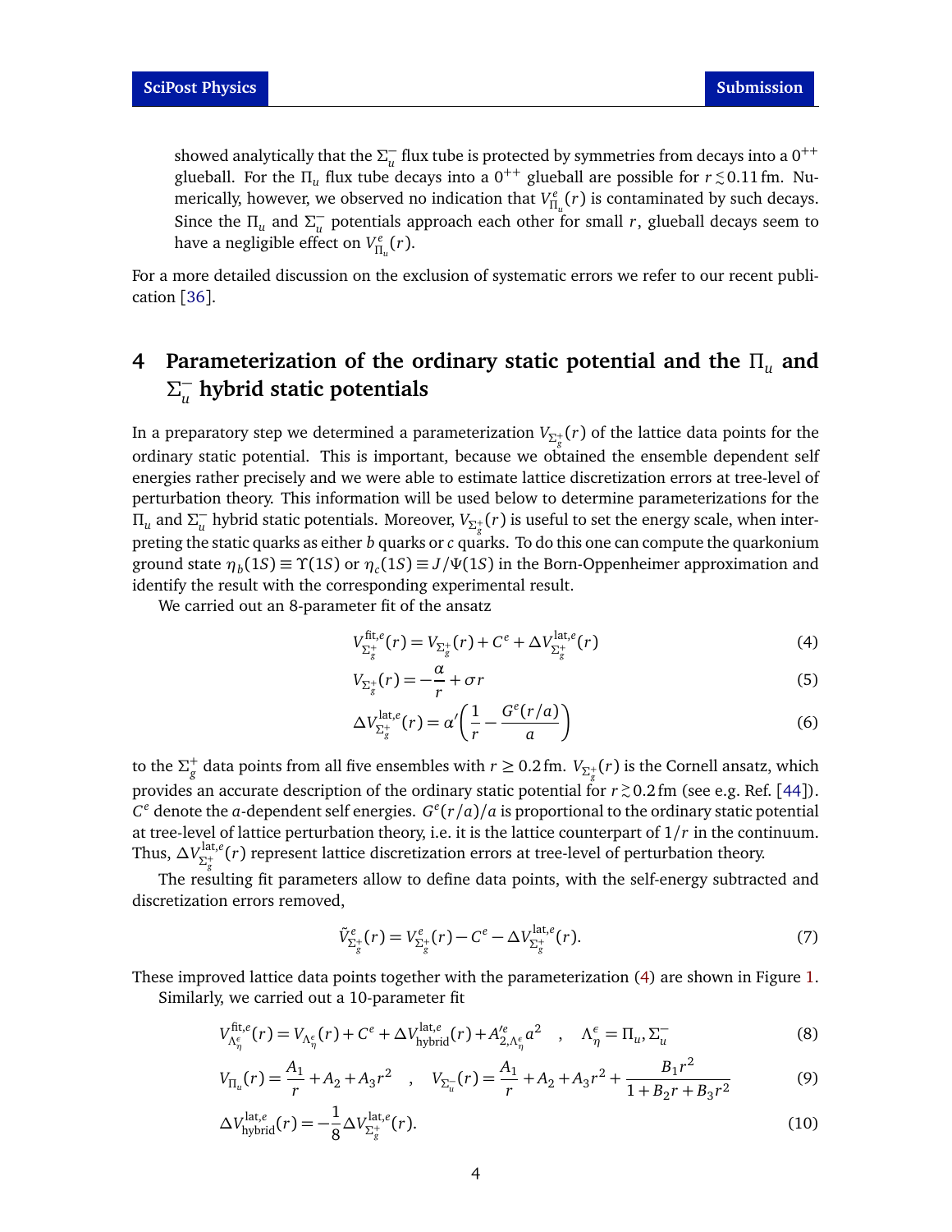showed analytically that the $\Sigma_u^-$ flux tube is protected by symmetries from decays into a $0^{++}$ glueball. For the $\Pi_u$ flux tube decays into a $0^{++}$ glueball are possible for $r \lesssim 0.11\,\text{fm}$. Numerically, however, we observed no indication that $V^e_{\Pi_u}(r)$ is contaminated by such decays. Since the $\Pi_u$ and $\Sigma_u^-$ potentials approach each other for small $r$, glueball decays seem to have a negligible effect on $V^e_{\Pi_u}(r)$.

For a more detailed discussion on the exclusion of systematic errors we refer to our recent publication [36].

## 4 Parameterization of the ordinary static potential and the $\Pi_u$ and $\Sigma_u^-$ hybrid static potentials

In a preparatory step we determined a parameterization $V_{\Sigma_g^+}(r)$ of the lattice data points for the ordinary static potential. This is important, because we obtained the ensemble dependent self energies rather precisely and we were able to estimate lattice discretization errors at tree-level of perturbation theory. This information will be used below to determine parameterizations for the $\Pi_u$ and $\Sigma_u^-$ hybrid static potentials. Moreover, $V_{\Sigma_g^+}(r)$ is useful to set the energy scale, when interpreting the static quarks as either $b$ quarks or $c$ quarks. To do this one can compute the quarkonium ground state $\eta_b(1S) \equiv \Upsilon(1S)$ or $\eta_c(1S) \equiv J/\Psi(1S)$ in the Born-Oppenheimer approximation and identify the result with the corresponding experimental result.

We carried out an 8-parameter fit of the ansatz

$$V^{\text{fit},e}_{\Sigma_g^+}(r) = V_{\Sigma_g^+}(r) + C^e + \Delta V^{\text{lat},e}_{\Sigma_g^+}(r) \tag{4}$$

$$V_{\Sigma_g^+}(r) = -\frac{\alpha}{r} + \sigma r \tag{5}$$

$$\Delta V^{\text{lat},e}_{\Sigma_g^+}(r) = \alpha' \left( \frac{1}{r} - \frac{G^e(r/a)}{a} \right) \tag{6}$$

to the $\Sigma_g^+$ data points from all five ensembles with $r \geq 0.2\,\text{fm}$. $V_{\Sigma_g^+}(r)$ is the Cornell ansatz, which provides an accurate description of the ordinary static potential for $r \gtrsim 0.2\,\text{fm}$ (see e.g. Ref. [44]). $C^e$ denote the $a$-dependent self energies. $G^e(r/a)/a$ is proportional to the ordinary static potential at tree-level of lattice perturbation theory, i.e. it is the lattice counterpart of $1/r$ in the continuum. Thus, $\Delta V^{\text{lat},e}_{\Sigma_g^+}(r)$ represent lattice discretization errors at tree-level of perturbation theory.

The resulting fit parameters allow to define data points, with the self-energy subtracted and discretization errors removed,

$$\tilde{V}^e_{\Sigma_g^+}(r) = V^e_{\Sigma_g^+}(r) - C^e - \Delta V^{\text{lat},e}_{\Sigma_g^+}(r). \tag{7}$$

These improved lattice data points together with the parameterization (4) are shown in Figure 1.

Similarly, we carried out a 10-parameter fit

$$V^{\text{fit},e}_{\Lambda^\epsilon_\eta}(r) = V_{\Lambda^\epsilon_\eta}(r) + C^e + \Delta V^{\text{lat},e}_{\text{hybrid}}(r) + A'^e_{2,\Lambda^\epsilon_\eta} a^2 \quad , \quad \Lambda^\epsilon_\eta = \Pi_u, \Sigma_u^- \tag{8}$$

$$V_{\Pi_u}(r) = \frac{A_1}{r} + A_2 + A_3 r^2 \quad , \quad V_{\Sigma_u^-}(r) = \frac{A_1}{r} + A_2 + A_3 r^2 + \frac{B_1 r^2}{1 + B_2 r + B_3 r^2} \tag{9}$$

$$\Delta V^{\text{lat},e}_{\text{hybrid}}(r) = -\frac{1}{8} \Delta V^{\text{lat},e}_{\Sigma_g^+}(r). \tag{10}$$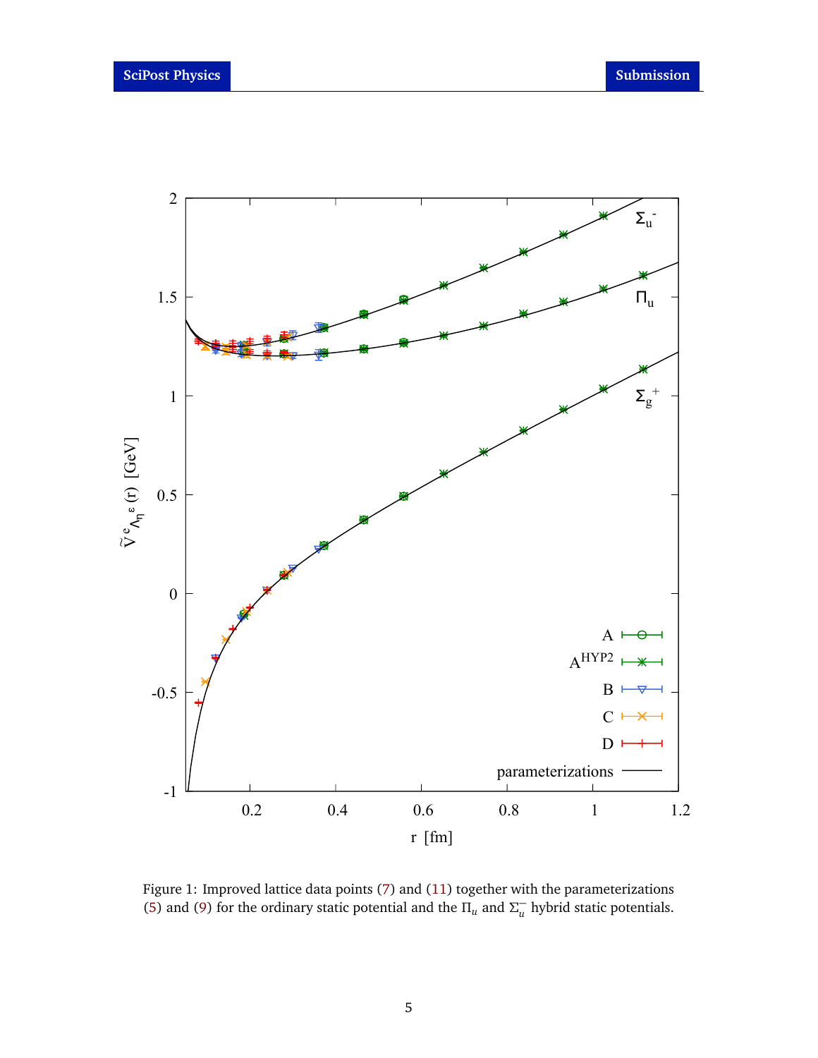Figure 1: Improved lattice data points (7) and (11) together with the parameterizations (5) and (9) for the ordinary static potential and the $\Pi_u$ and $\Sigma_u^-$ hybrid static potentials.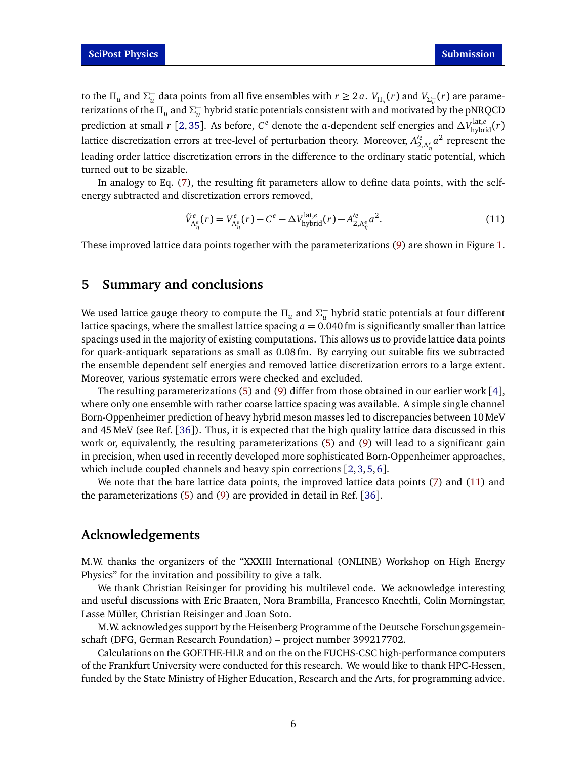to the $\Pi_u$ and $\Sigma_u^-$ data points from all five ensembles with $r \geq 2a$. $V_{\Pi_u}(r)$ and $V_{\Sigma_u^-}(r)$ are parameterizations of the $\Pi_u$ and $\Sigma_u^-$ hybrid static potentials consistent with and motivated by the pNRQCD prediction at small $r$ [2, 35]. As before, $C^e$ denote the $a$-dependent self energies and $\Delta V_{\text{hybrid}}^{\text{lat},e}(r)$ lattice discretization errors at tree-level of perturbation theory. Moreover, $A'^e_{2,\Lambda_\eta^\epsilon} a^2$ represent the leading order lattice discretization errors in the difference to the ordinary static potential, which turned out to be sizable.

In analogy to Eq. (7), the resulting fit parameters allow to define data points, with the self-energy subtracted and discretization errors removed,

$$\tilde{V}^e_{\Lambda_\eta^\epsilon}(r) = V^e_{\Lambda_\eta^\epsilon}(r) - C^e - \Delta V_{\text{hybrid}}^{\text{lat},e}(r) - A'^e_{2,\Lambda_\eta^\epsilon} a^2. \tag{11}$$

These improved lattice data points together with the parameterizations (9) are shown in Figure 1.

## 5 Summary and conclusions

We used lattice gauge theory to compute the $\Pi_u$ and $\Sigma_u^-$ hybrid static potentials at four different lattice spacings, where the smallest lattice spacing $a = 0.040\,\text{fm}$ is significantly smaller than lattice spacings used in the majority of existing computations. This allows us to provide lattice data points for quark-antiquark separations as small as $0.08\,\text{fm}$. By carrying out suitable fits we subtracted the ensemble dependent self energies and removed lattice discretization errors to a large extent. Moreover, various systematic errors were checked and excluded.

The resulting parameterizations (5) and (9) differ from those obtained in our earlier work [4], where only one ensemble with rather coarse lattice spacing was available. A simple single channel Born-Oppenheimer prediction of heavy hybrid meson masses led to discrepancies between 10 MeV and 45 MeV (see Ref. [36]). Thus, it is expected that the high quality lattice data discussed in this work or, equivalently, the resulting parameterizations (5) and (9) will lead to a significant gain in precision, when used in recently developed more sophisticated Born-Oppenheimer approaches, which include coupled channels and heavy spin corrections [2, 3, 5, 6].

We note that the bare lattice data points, the improved lattice data points (7) and (11) and the parameterizations (5) and (9) are provided in detail in Ref. [36].

## Acknowledgements

M.W. thanks the organizers of the "XXXIII International (ONLINE) Workshop on High Energy Physics" for the invitation and possibility to give a talk.

We thank Christian Reisinger for providing his multilevel code. We acknowledge interesting and useful discussions with Eric Braaten, Nora Brambilla, Francesco Knechtli, Colin Morningstar, Lasse Müller, Christian Reisinger and Joan Soto.

M.W. acknowledges support by the Heisenberg Programme of the Deutsche Forschungsgemeinschaft (DFG, German Research Foundation) – project number 399217702.

Calculations on the GOETHE-HLR and on the on the FUCHS-CSC high-performance computers of the Frankfurt University were conducted for this research. We would like to thank HPC-Hessen, funded by the State Ministry of Higher Education, Research and the Arts, for programming advice.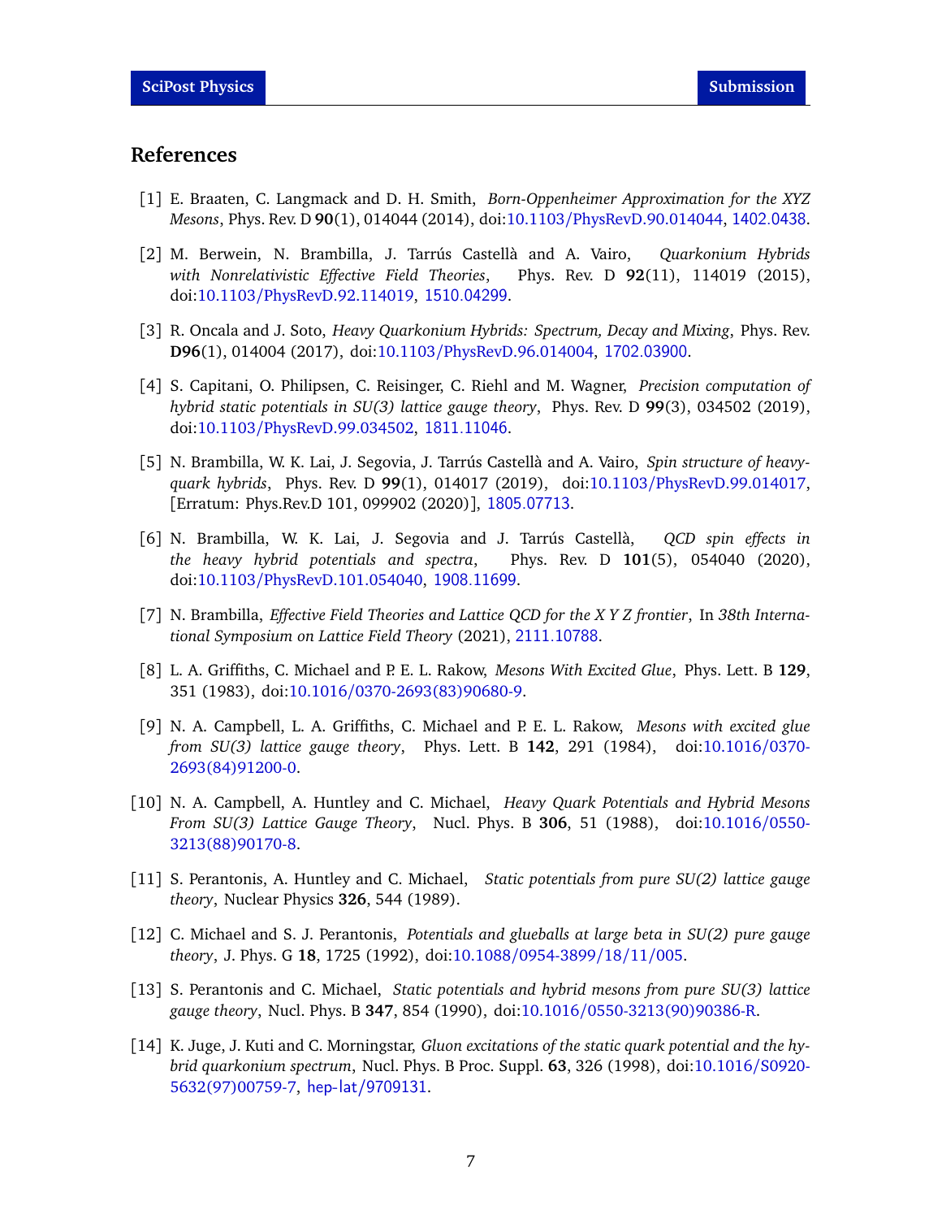# References

[1] E. Braaten, C. Langmack and D. H. Smith, *Born-Oppenheimer Approximation for the XYZ Mesons*, Phys. Rev. D **90**(1), 014044 (2014), doi:10.1103/PhysRevD.90.014044, 1402.0438.

[2] M. Berwein, N. Brambilla, J. Tarrús Castellà and A. Vairo, *Quarkonium Hybrids with Nonrelativistic Effective Field Theories*, Phys. Rev. D **92**(11), 114019 (2015), doi:10.1103/PhysRevD.92.114019, 1510.04299.

[3] R. Oncala and J. Soto, *Heavy Quarkonium Hybrids: Spectrum, Decay and Mixing*, Phys. Rev. **D96**(1), 014004 (2017), doi:10.1103/PhysRevD.96.014004, 1702.03900.

[4] S. Capitani, O. Philipsen, C. Reisinger, C. Riehl and M. Wagner, *Precision computation of hybrid static potentials in SU(3) lattice gauge theory*, Phys. Rev. D **99**(3), 034502 (2019), doi:10.1103/PhysRevD.99.034502, 1811.11046.

[5] N. Brambilla, W. K. Lai, J. Segovia, J. Tarrús Castellà and A. Vairo, *Spin structure of heavy-quark hybrids*, Phys. Rev. D **99**(1), 014017 (2019), doi:10.1103/PhysRevD.99.014017, [Erratum: Phys.Rev.D 101, 099902 (2020)], 1805.07713.

[6] N. Brambilla, W. K. Lai, J. Segovia and J. Tarrús Castellà, *QCD spin effects in the heavy hybrid potentials and spectra*, Phys. Rev. D **101**(5), 054040 (2020), doi:10.1103/PhysRevD.101.054040, 1908.11699.

[7] N. Brambilla, *Effective Field Theories and Lattice QCD for the X Y Z frontier*, In *38th International Symposium on Lattice Field Theory* (2021), 2111.10788.

[8] L. A. Griffiths, C. Michael and P. E. L. Rakow, *Mesons With Excited Glue*, Phys. Lett. B **129**, 351 (1983), doi:10.1016/0370-2693(83)90680-9.

[9] N. A. Campbell, L. A. Griffiths, C. Michael and P. E. L. Rakow, *Mesons with excited glue from SU(3) lattice gauge theory*, Phys. Lett. B **142**, 291 (1984), doi:10.1016/0370-2693(84)91200-0.

[10] N. A. Campbell, A. Huntley and C. Michael, *Heavy Quark Potentials and Hybrid Mesons From SU(3) Lattice Gauge Theory*, Nucl. Phys. B **306**, 51 (1988), doi:10.1016/0550-3213(88)90170-8.

[11] S. Perantonis, A. Huntley and C. Michael, *Static potentials from pure SU(2) lattice gauge theory*, Nuclear Physics **326**, 544 (1989).

[12] C. Michael and S. J. Perantonis, *Potentials and glueballs at large beta in SU(2) pure gauge theory*, J. Phys. G **18**, 1725 (1992), doi:10.1088/0954-3899/18/11/005.

[13] S. Perantonis and C. Michael, *Static potentials and hybrid mesons from pure SU(3) lattice gauge theory*, Nucl. Phys. B **347**, 854 (1990), doi:10.1016/0550-3213(90)90386-R.

[14] K. Juge, J. Kuti and C. Morningstar, *Gluon excitations of the static quark potential and the hybrid quarkonium spectrum*, Nucl. Phys. B Proc. Suppl. **63**, 326 (1998), doi:10.1016/S0920-5632(97)00759-7, hep-lat/9709131.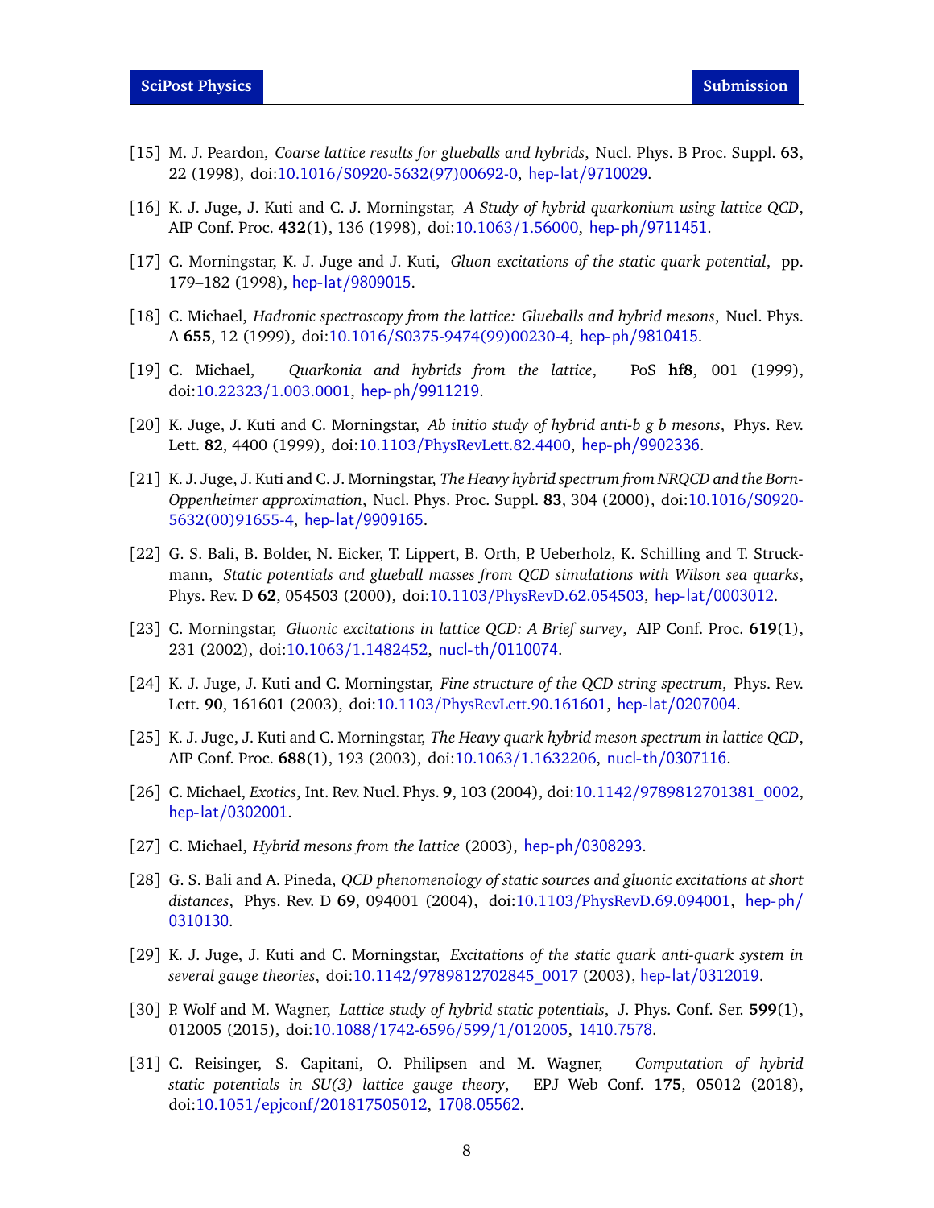[15] M. J. Peardon, *Coarse lattice results for glueballs and hybrids*, Nucl. Phys. B Proc. Suppl. **63**, 22 (1998), doi:10.1016/S0920-5632(97)00692-0, hep-lat/9710029.

[16] K. J. Juge, J. Kuti and C. J. Morningstar, *A Study of hybrid quarkonium using lattice QCD*, AIP Conf. Proc. **432**(1), 136 (1998), doi:10.1063/1.56000, hep-ph/9711451.

[17] C. Morningstar, K. J. Juge and J. Kuti, *Gluon excitations of the static quark potential*, pp. 179–182 (1998), hep-lat/9809015.

[18] C. Michael, *Hadronic spectroscopy from the lattice: Glueballs and hybrid mesons*, Nucl. Phys. A **655**, 12 (1999), doi:10.1016/S0375-9474(99)00230-4, hep-ph/9810415.

[19] C. Michael, *Quarkonia and hybrids from the lattice*, PoS **hf8**, 001 (1999), doi:10.22323/1.003.0001, hep-ph/9911219.

[20] K. Juge, J. Kuti and C. Morningstar, *Ab initio study of hybrid anti-b g b mesons*, Phys. Rev. Lett. **82**, 4400 (1999), doi:10.1103/PhysRevLett.82.4400, hep-ph/9902336.

[21] K. J. Juge, J. Kuti and C. J. Morningstar, *The Heavy hybrid spectrum from NRQCD and the Born-Oppenheimer approximation*, Nucl. Phys. Proc. Suppl. **83**, 304 (2000), doi:10.1016/S0920-5632(00)91655-4, hep-lat/9909165.

[22] G. S. Bali, B. Bolder, N. Eicker, T. Lippert, B. Orth, P. Ueberholz, K. Schilling and T. Struckmann, *Static potentials and glueball masses from QCD simulations with Wilson sea quarks*, Phys. Rev. D **62**, 054503 (2000), doi:10.1103/PhysRevD.62.054503, hep-lat/0003012.

[23] C. Morningstar, *Gluonic excitations in lattice QCD: A Brief survey*, AIP Conf. Proc. **619**(1), 231 (2002), doi:10.1063/1.1482452, nucl-th/0110074.

[24] K. J. Juge, J. Kuti and C. Morningstar, *Fine structure of the QCD string spectrum*, Phys. Rev. Lett. **90**, 161601 (2003), doi:10.1103/PhysRevLett.90.161601, hep-lat/0207004.

[25] K. J. Juge, J. Kuti and C. Morningstar, *The Heavy quark hybrid meson spectrum in lattice QCD*, AIP Conf. Proc. **688**(1), 193 (2003), doi:10.1063/1.1632206, nucl-th/0307116.

[26] C. Michael, *Exotics*, Int. Rev. Nucl. Phys. **9**, 103 (2004), doi:10.1142/9789812701381_0002, hep-lat/0302001.

[27] C. Michael, *Hybrid mesons from the lattice* (2003), hep-ph/0308293.

[28] G. S. Bali and A. Pineda, *QCD phenomenology of static sources and gluonic excitations at short distances*, Phys. Rev. D **69**, 094001 (2004), doi:10.1103/PhysRevD.69.094001, hep-ph/0310130.

[29] K. J. Juge, J. Kuti and C. Morningstar, *Excitations of the static quark anti-quark system in several gauge theories*, doi:10.1142/9789812702845_0017 (2003), hep-lat/0312019.

[30] P. Wolf and M. Wagner, *Lattice study of hybrid static potentials*, J. Phys. Conf. Ser. **599**(1), 012005 (2015), doi:10.1088/1742-6596/599/1/012005, 1410.7578.

[31] C. Reisinger, S. Capitani, O. Philipsen and M. Wagner, *Computation of hybrid static potentials in SU(3) lattice gauge theory*, EPJ Web Conf. **175**, 05012 (2018), doi:10.1051/epjconf/201817505012, 1708.05562.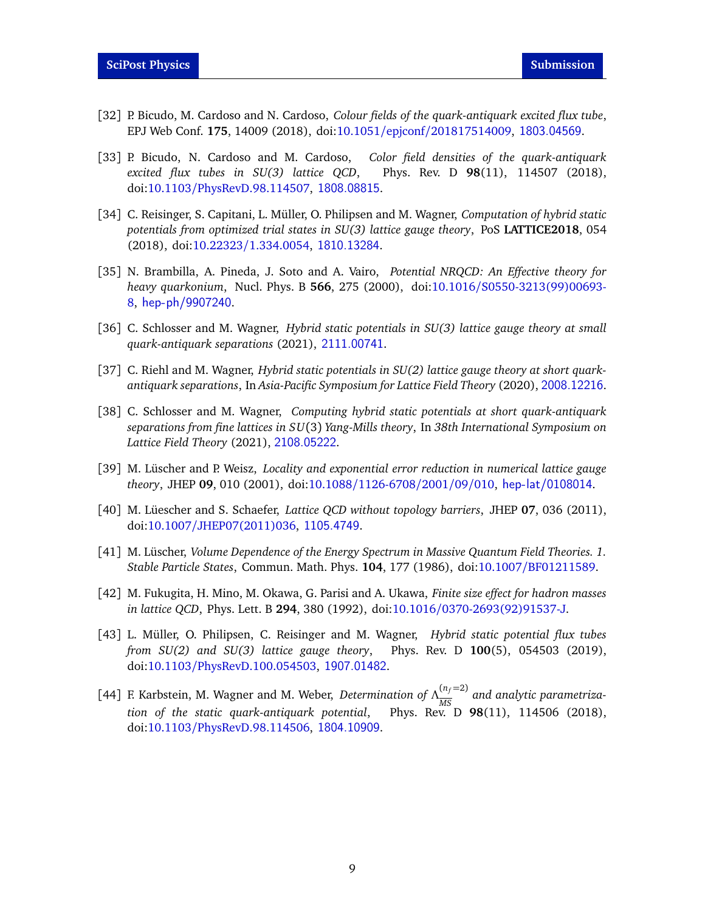[32] P. Bicudo, M. Cardoso and N. Cardoso, *Colour fields of the quark-antiquark excited flux tube*, EPJ Web Conf. **175**, 14009 (2018), doi:10.1051/epjconf/201817514009, 1803.04569.

[33] P. Bicudo, N. Cardoso and M. Cardoso, *Color field densities of the quark-antiquark excited flux tubes in SU(3) lattice QCD*, Phys. Rev. D **98**(11), 114507 (2018), doi:10.1103/PhysRevD.98.114507, 1808.08815.

[34] C. Reisinger, S. Capitani, L. Müller, O. Philipsen and M. Wagner, *Computation of hybrid static potentials from optimized trial states in SU(3) lattice gauge theory*, PoS **LATTICE2018**, 054 (2018), doi:10.22323/1.334.0054, 1810.13284.

[35] N. Brambilla, A. Pineda, J. Soto and A. Vairo, *Potential NRQCD: An Effective theory for heavy quarkonium*, Nucl. Phys. B **566**, 275 (2000), doi:10.1016/S0550-3213(99)00693-8, hep-ph/9907240.

[36] C. Schlosser and M. Wagner, *Hybrid static potentials in SU(3) lattice gauge theory at small quark-antiquark separations* (2021), 2111.00741.

[37] C. Riehl and M. Wagner, *Hybrid static potentials in SU(2) lattice gauge theory at short quark-antiquark separations*, In *Asia-Pacific Symposium for Lattice Field Theory* (2020), 2008.12216.

[38] C. Schlosser and M. Wagner, *Computing hybrid static potentials at short quark-antiquark separations from fine lattices in $SU(3)$ Yang-Mills theory*, In *38th International Symposium on Lattice Field Theory* (2021), 2108.05222.

[39] M. Lüscher and P. Weisz, *Locality and exponential error reduction in numerical lattice gauge theory*, JHEP **09**, 010 (2001), doi:10.1088/1126-6708/2001/09/010, hep-lat/0108014.

[40] M. Lüescher and S. Schaefer, *Lattice QCD without topology barriers*, JHEP **07**, 036 (2011), doi:10.1007/JHEP07(2011)036, 1105.4749.

[41] M. Lüscher, *Volume Dependence of the Energy Spectrum in Massive Quantum Field Theories. 1. Stable Particle States*, Commun. Math. Phys. **104**, 177 (1986), doi:10.1007/BF01211589.

[42] M. Fukugita, H. Mino, M. Okawa, G. Parisi and A. Ukawa, *Finite size effect for hadron masses in lattice QCD*, Phys. Lett. B **294**, 380 (1992), doi:10.1016/0370-2693(92)91537-J.

[43] L. Müller, O. Philipsen, C. Reisinger and M. Wagner, *Hybrid static potential flux tubes from SU(2) and SU(3) lattice gauge theory*, Phys. Rev. D **100**(5), 054503 (2019), doi:10.1103/PhysRevD.100.054503, 1907.01482.

[44] F. Karbstein, M. Wagner and M. Weber, *Determination of $\Lambda_{\overline{MS}}^{(n_f=2)}$ and analytic parametrization of the static quark-antiquark potential*, Phys. Rev. D **98**(11), 114506 (2018), doi:10.1103/PhysRevD.98.114506, 1804.10909.